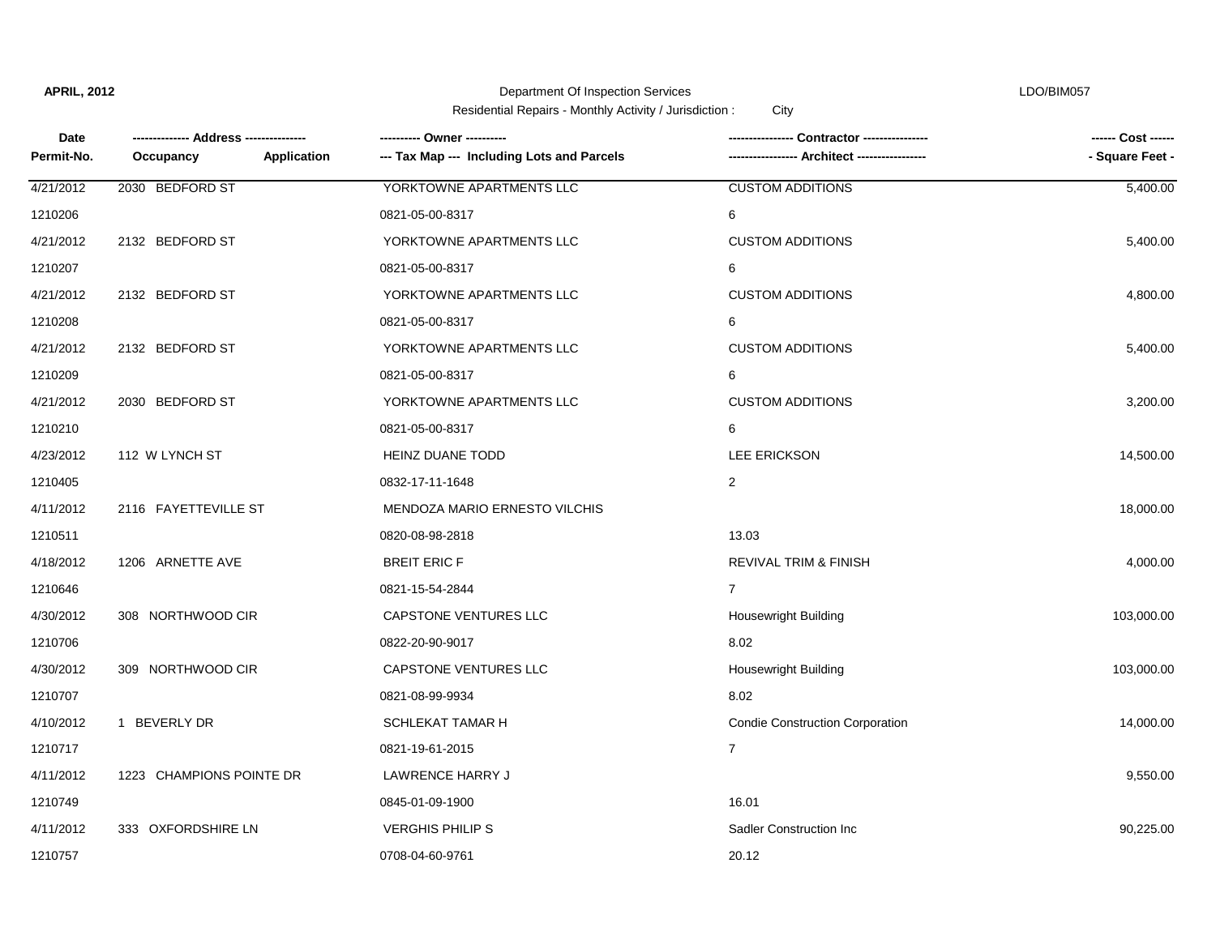APRIL, 2012 | Department Of Inspection Services | LDO/BIM057

Residential Repairs - Monthly Activity / Jurisdiction : City

| Date<br>Permit-No. | ------------- Address --------------<br>Occupancy Application | ---------- Owner ----------<br>--- Tax Map --- Including Lots and Parcels | ---------------- Contractor ----------------<br>----------------- Architect ----------------- | ------ Cost ------<br>- Square Feet - |
|---|---|---|---|---|
| 4/21/2012 | 2030 BEDFORD ST | YORKTOWNE APARTMENTS LLC | CUSTOM ADDITIONS | 5,400.00 |
| 1210206 | | 0821-05-00-8317 | 6 | |
| 4/21/2012 | 2132 BEDFORD ST | YORKTOWNE APARTMENTS LLC | CUSTOM ADDITIONS | 5,400.00 |
| 1210207 | | 0821-05-00-8317 | 6 | |
| 4/21/2012 | 2132 BEDFORD ST | YORKTOWNE APARTMENTS LLC | CUSTOM ADDITIONS | 4,800.00 |
| 1210208 | | 0821-05-00-8317 | 6 | |
| 4/21/2012 | 2132 BEDFORD ST | YORKTOWNE APARTMENTS LLC | CUSTOM ADDITIONS | 5,400.00 |
| 1210209 | | 0821-05-00-8317 | 6 | |
| 4/21/2012 | 2030 BEDFORD ST | YORKTOWNE APARTMENTS LLC | CUSTOM ADDITIONS | 3,200.00 |
| 1210210 | | 0821-05-00-8317 | 6 | |
| 4/23/2012 | 112 W LYNCH ST | HEINZ DUANE TODD | LEE ERICKSON | 14,500.00 |
| 1210405 | | 0832-17-11-1648 | 2 | |
| 4/11/2012 | 2116 FAYETTEVILLE ST | MENDOZA MARIO ERNESTO VILCHIS | | 18,000.00 |
| 1210511 | | 0820-08-98-2818 | 13.03 | |
| 4/18/2012 | 1206 ARNETTE AVE | BREIT ERIC F | REVIVAL TRIM & FINISH | 4,000.00 |
| 1210646 | | 0821-15-54-2844 | 7 | |
| 4/30/2012 | 308 NORTHWOOD CIR | CAPSTONE VENTURES LLC | Housewright Building | 103,000.00 |
| 1210706 | | 0822-20-90-9017 | 8.02 | |
| 4/30/2012 | 309 NORTHWOOD CIR | CAPSTONE VENTURES LLC | Housewright Building | 103,000.00 |
| 1210707 | | 0821-08-99-9934 | 8.02 | |
| 4/10/2012 | 1 BEVERLY DR | SCHLEKAT TAMAR H | Condie Construction Corporation | 14,000.00 |
| 1210717 | | 0821-19-61-2015 | 7 | |
| 4/11/2012 | 1223 CHAMPIONS POINTE DR | LAWRENCE HARRY J | | 9,550.00 |
| 1210749 | | 0845-01-09-1900 | 16.01 | |
| 4/11/2012 | 333 OXFORDSHIRE LN | VERGHIS PHILIP S | Sadler Construction Inc | 90,225.00 |
| 1210757 | | 0708-04-60-9761 | 20.12 | |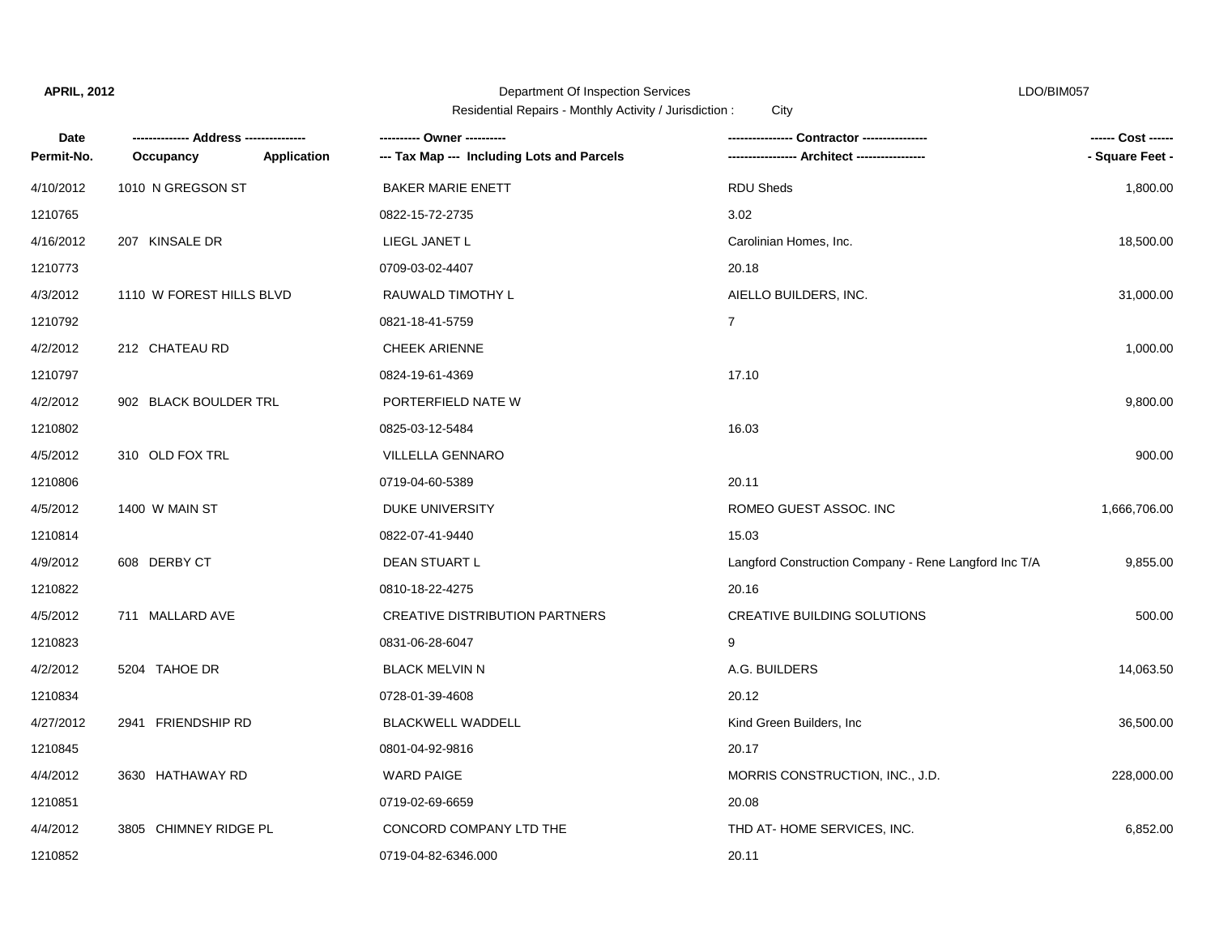**APRIL, 2012** Department Of Inspection Services LDO/BIM057

Residential Repairs - Monthly Activity / Jurisdiction : City

| Date / Permit-No. | Address / Occupancy / Application | Owner / Tax Map --- Including Lots and Parcels | Contractor / Architect | Cost / Square Feet |
|---|---|---|---|---|
| 4/10/2012 | 1010 N GREGSON ST | BAKER MARIE ENETT | RDU Sheds | 1,800.00 |
| 1210765 | | 0822-15-72-2735 | 3.02 | |
| 4/16/2012 | 207 KINSALE DR | LIEGL JANET L | Carolinian Homes, Inc. | 18,500.00 |
| 1210773 | | 0709-03-02-4407 | 20.18 | |
| 4/3/2012 | 1110 W FOREST HILLS BLVD | RAUWALD TIMOTHY L | AIELLO BUILDERS, INC. | 31,000.00 |
| 1210792 | | 0821-18-41-5759 | 7 | |
| 4/2/2012 | 212 CHATEAU RD | CHEEK ARIENNE | | 1,000.00 |
| 1210797 | | 0824-19-61-4369 | 17.10 | |
| 4/2/2012 | 902 BLACK BOULDER TRL | PORTERFIELD NATE W | | 9,800.00 |
| 1210802 | | 0825-03-12-5484 | 16.03 | |
| 4/5/2012 | 310 OLD FOX TRL | VILLELLA GENNARO | | 900.00 |
| 1210806 | | 0719-04-60-5389 | 20.11 | |
| 4/5/2012 | 1400 W MAIN ST | DUKE UNIVERSITY | ROMEO GUEST ASSOC. INC | 1,666,706.00 |
| 1210814 | | 0822-07-41-9440 | 15.03 | |
| 4/9/2012 | 608 DERBY CT | DEAN STUART L | Langford Construction Company - Rene Langford Inc T/A | 9,855.00 |
| 1210822 | | 0810-18-22-4275 | 20.16 | |
| 4/5/2012 | 711 MALLARD AVE | CREATIVE DISTRIBUTION PARTNERS | CREATIVE BUILDING SOLUTIONS | 500.00 |
| 1210823 | | 0831-06-28-6047 | 9 | |
| 4/2/2012 | 5204 TAHOE DR | BLACK MELVIN N | A.G. BUILDERS | 14,063.50 |
| 1210834 | | 0728-01-39-4608 | 20.12 | |
| 4/27/2012 | 2941 FRIENDSHIP RD | BLACKWELL WADDELL | Kind Green Builders, Inc | 36,500.00 |
| 1210845 | | 0801-04-92-9816 | 20.17 | |
| 4/4/2012 | 3630 HATHAWAY RD | WARD PAIGE | MORRIS CONSTRUCTION, INC., J.D. | 228,000.00 |
| 1210851 | | 0719-02-69-6659 | 20.08 | |
| 4/4/2012 | 3805 CHIMNEY RIDGE PL | CONCORD COMPANY LTD THE | THD AT- HOME SERVICES, INC. | 6,852.00 |
| 1210852 | | 0719-04-82-6346.000 | 20.11 | |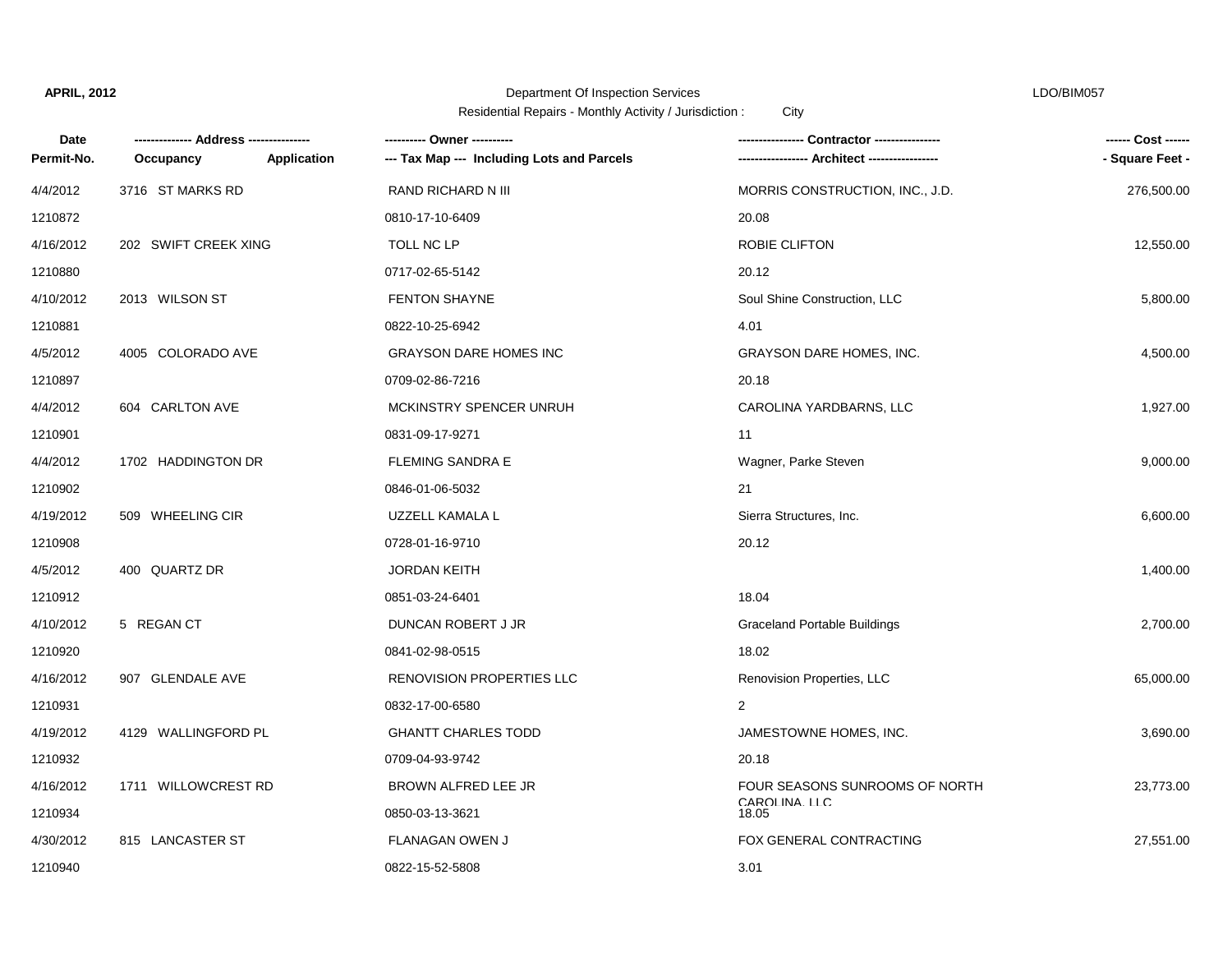**APRIL, 2012**

Department Of Inspection Services

Residential Repairs - Monthly Activity / Jurisdiction : City

LDO/BIM057

| Date<br>Permit-No. | ------------- Address --------------<br>Occupancy | Application | ---------- Owner ----------<br>--- Tax Map --- Including Lots and Parcels | --------------- Contractor ---------------<br>---------------- Architect ---------------- | ------ Cost ------<br>- Square Feet - |
|---|---|---|---|---|---|
| 4/4/2012<br>1210872 | 3716 ST MARKS RD | | RAND RICHARD N III<br>0810-17-10-6409 | MORRIS CONSTRUCTION, INC., J.D.<br>20.08 | 276,500.00 |
| 4/16/2012<br>1210880 | 202 SWIFT CREEK XING | | TOLL NC LP<br>0717-02-65-5142 | ROBIE CLIFTON<br>20.12 | 12,550.00 |
| 4/10/2012<br>1210881 | 2013 WILSON ST | | FENTON SHAYNE<br>0822-10-25-6942 | Soul Shine Construction, LLC<br>4.01 | 5,800.00 |
| 4/5/2012<br>1210897 | 4005 COLORADO AVE | | GRAYSON DARE HOMES INC<br>0709-02-86-7216 | GRAYSON DARE HOMES, INC.<br>20.18 | 4,500.00 |
| 4/4/2012<br>1210901 | 604 CARLTON AVE | | MCKINSTRY SPENCER UNRUH<br>0831-09-17-9271 | CAROLINA YARDBARNS, LLC<br>11 | 1,927.00 |
| 4/4/2012<br>1210902 | 1702 HADDINGTON DR | | FLEMING SANDRA E<br>0846-01-06-5032 | Wagner, Parke Steven<br>21 | 9,000.00 |
| 4/19/2012<br>1210908 | 509 WHEELING CIR | | UZZELL KAMALA L<br>0728-01-16-9710 | Sierra Structures, Inc.<br>20.12 | 6,600.00 |
| 4/5/2012<br>1210912 | 400 QUARTZ DR | | JORDAN KEITH<br>0851-03-24-6401 | 18.04 | 1,400.00 |
| 4/10/2012<br>1210920 | 5 REGAN CT | | DUNCAN ROBERT J JR<br>0841-02-98-0515 | Graceland Portable Buildings<br>18.02 | 2,700.00 |
| 4/16/2012<br>1210931 | 907 GLENDALE AVE | | RENOVISION PROPERTIES LLC<br>0832-17-00-6580 | Renovision Properties, LLC<br>2 | 65,000.00 |
| 4/19/2012<br>1210932 | 4129 WALLINGFORD PL | | GHANTT CHARLES TODD<br>0709-04-93-9742 | JAMESTOWNE HOMES, INC.<br>20.18 | 3,690.00 |
| 4/16/2012<br>1210934 | 1711 WILLOWCREST RD | | BROWN ALFRED LEE JR<br>0850-03-13-3621 | FOUR SEASONS SUNROOMS OF NORTH CAROLINA, LLC<br>18.05 | 23,773.00 |
| 4/30/2012<br>1210940 | 815 LANCASTER ST | | FLANAGAN OWEN J<br>0822-15-52-5808 | FOX GENERAL CONTRACTING<br>3.01 | 27,551.00 |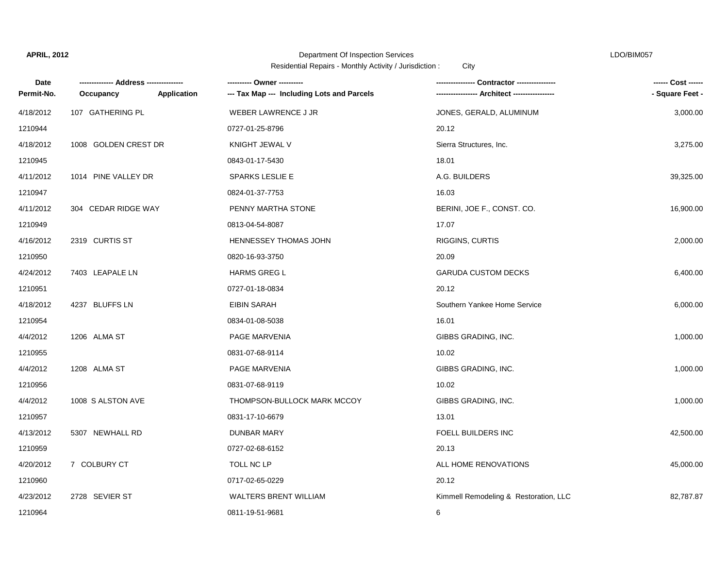**APRIL, 2012** Department Of Inspection Services LDO/BIM057

Residential Repairs - Monthly Activity / Jurisdiction : City

| Date / Permit-No. | ------------- Address -------------- Occupancy Application | ---------- Owner ---------- --- Tax Map --- Including Lots and Parcels | ---------------- Contractor ---------------- ----------------- Architect ----------------- | ------ Cost ------ - Square Feet - |
|---|---|---|---|---|
| 4/18/2012 | 107 GATHERING PL | WEBER LAWRENCE J JR | JONES, GERALD, ALUMINUM | 3,000.00 |
| 1210944 | | 0727-01-25-8796 | 20.12 | |
| 4/18/2012 | 1008 GOLDEN CREST DR | KNIGHT JEWAL V | Sierra Structures, Inc. | 3,275.00 |
| 1210945 | | 0843-01-17-5430 | 18.01 | |
| 4/11/2012 | 1014 PINE VALLEY DR | SPARKS LESLIE E | A.G. BUILDERS | 39,325.00 |
| 1210947 | | 0824-01-37-7753 | 16.03 | |
| 4/11/2012 | 304 CEDAR RIDGE WAY | PENNY MARTHA STONE | BERINI, JOE F., CONST. CO. | 16,900.00 |
| 1210949 | | 0813-04-54-8087 | 17.07 | |
| 4/16/2012 | 2319 CURTIS ST | HENNESSEY THOMAS JOHN | RIGGINS, CURTIS | 2,000.00 |
| 1210950 | | 0820-16-93-3750 | 20.09 | |
| 4/24/2012 | 7403 LEAPALE LN | HARMS GREG L | GARUDA CUSTOM DECKS | 6,400.00 |
| 1210951 | | 0727-01-18-0834 | 20.12 | |
| 4/18/2012 | 4237 BLUFFS LN | EIBIN SARAH | Southern Yankee Home Service | 6,000.00 |
| 1210954 | | 0834-01-08-5038 | 16.01 | |
| 4/4/2012 | 1206 ALMA ST | PAGE MARVENIA | GIBBS GRADING, INC. | 1,000.00 |
| 1210955 | | 0831-07-68-9114 | 10.02 | |
| 4/4/2012 | 1208 ALMA ST | PAGE MARVENIA | GIBBS GRADING, INC. | 1,000.00 |
| 1210956 | | 0831-07-68-9119 | 10.02 | |
| 4/4/2012 | 1008 S ALSTON AVE | THOMPSON-BULLOCK MARK MCCOY | GIBBS GRADING, INC. | 1,000.00 |
| 1210957 | | 0831-17-10-6679 | 13.01 | |
| 4/13/2012 | 5307 NEWHALL RD | DUNBAR MARY | FOELL BUILDERS INC | 42,500.00 |
| 1210959 | | 0727-02-68-6152 | 20.13 | |
| 4/20/2012 | 7 COLBURY CT | TOLL NC LP | ALL HOME RENOVATIONS | 45,000.00 |
| 1210960 | | 0717-02-65-0229 | 20.12 | |
| 4/23/2012 | 2728 SEVIER ST | WALTERS BRENT WILLIAM | Kimmell Remodeling & Restoration, LLC | 82,787.87 |
| 1210964 | | 0811-19-51-9681 | 6 | |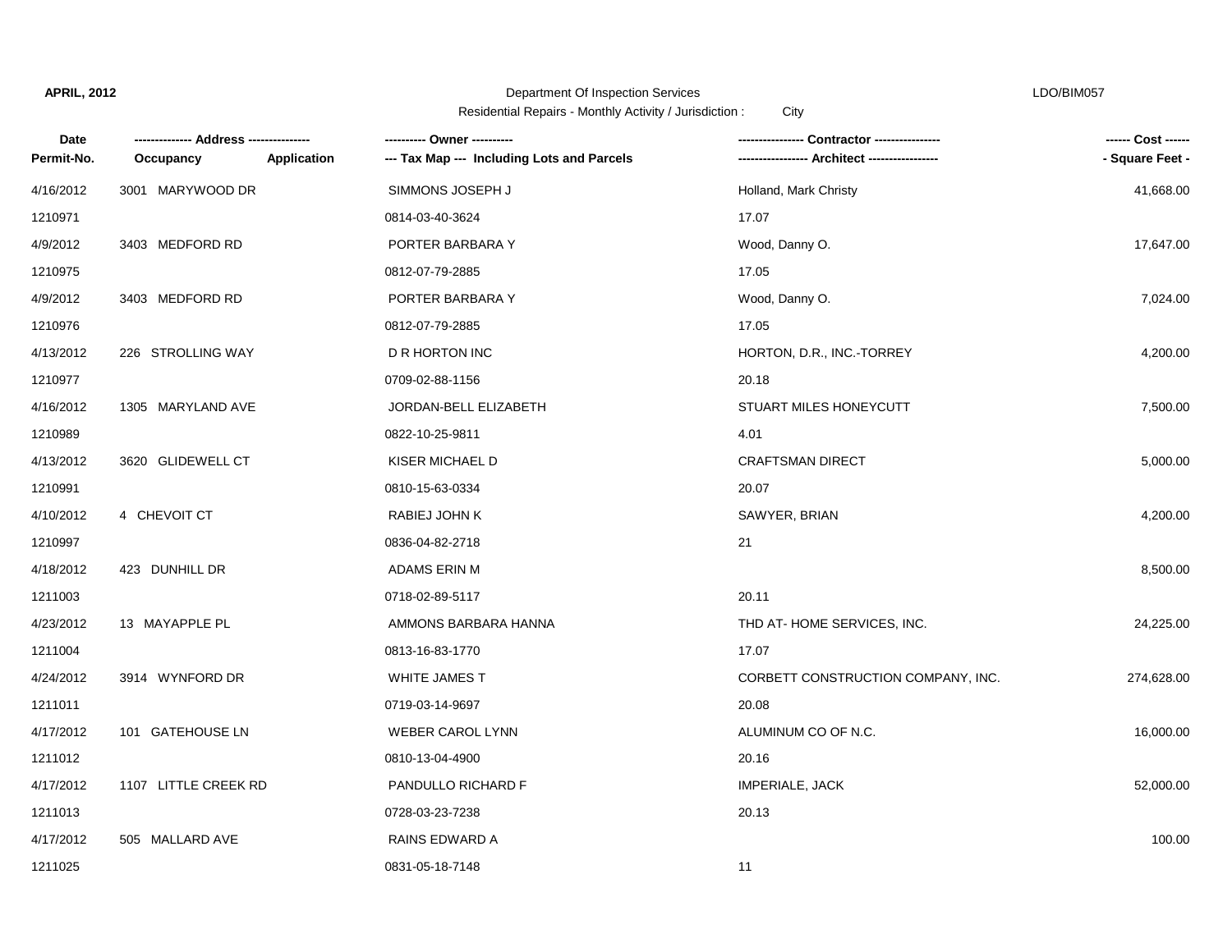**APRIL, 2012** Department Of Inspection Services LDO/BIM057

Residential Repairs - Monthly Activity / Jurisdiction : City

| Date<br>Permit-No. | ------------- Address --------------<br>Occupancy Application | ---------- Owner ----------<br>--- Tax Map --- Including Lots and Parcels | ---------------- Contractor ----------------<br>----------------- Architect ----------------- | ------ Cost ------<br>- Square Feet - |
|---|---|---|---|---|
| 4/16/2012 | 3001 MARYWOOD DR | SIMMONS JOSEPH J | Holland, Mark Christy | 41,668.00 |
| 1210971 | | 0814-03-40-3624 | 17.07 | |
| 4/9/2012 | 3403 MEDFORD RD | PORTER BARBARA Y | Wood, Danny O. | 17,647.00 |
| 1210975 | | 0812-07-79-2885 | 17.05 | |
| 4/9/2012 | 3403 MEDFORD RD | PORTER BARBARA Y | Wood, Danny O. | 7,024.00 |
| 1210976 | | 0812-07-79-2885 | 17.05 | |
| 4/13/2012 | 226 STROLLING WAY | D R HORTON INC | HORTON, D.R., INC.-TORREY | 4,200.00 |
| 1210977 | | 0709-02-88-1156 | 20.18 | |
| 4/16/2012 | 1305 MARYLAND AVE | JORDAN-BELL ELIZABETH | STUART MILES HONEYCUTT | 7,500.00 |
| 1210989 | | 0822-10-25-9811 | 4.01 | |
| 4/13/2012 | 3620 GLIDEWELL CT | KISER MICHAEL D | CRAFTSMAN DIRECT | 5,000.00 |
| 1210991 | | 0810-15-63-0334 | 20.07 | |
| 4/10/2012 | 4 CHEVOIT CT | RABIEJ JOHN K | SAWYER, BRIAN | 4,200.00 |
| 1210997 | | 0836-04-82-2718 | 21 | |
| 4/18/2012 | 423 DUNHILL DR | ADAMS ERIN M | | 8,500.00 |
| 1211003 | | 0718-02-89-5117 | 20.11 | |
| 4/23/2012 | 13 MAYAPPLE PL | AMMONS BARBARA HANNA | THD AT- HOME SERVICES, INC. | 24,225.00 |
| 1211004 | | 0813-16-83-1770 | 17.07 | |
| 4/24/2012 | 3914 WYNFORD DR | WHITE JAMES T | CORBETT CONSTRUCTION COMPANY, INC. | 274,628.00 |
| 1211011 | | 0719-03-14-9697 | 20.08 | |
| 4/17/2012 | 101 GATEHOUSE LN | WEBER CAROL LYNN | ALUMINUM CO OF N.C. | 16,000.00 |
| 1211012 | | 0810-13-04-4900 | 20.16 | |
| 4/17/2012 | 1107 LITTLE CREEK RD | PANDULLO RICHARD F | IMPERIALE, JACK | 52,000.00 |
| 1211013 | | 0728-03-23-7238 | 20.13 | |
| 4/17/2012 | 505 MALLARD AVE | RAINS EDWARD A | | 100.00 |
| 1211025 | | 0831-05-18-7148 | 11 | |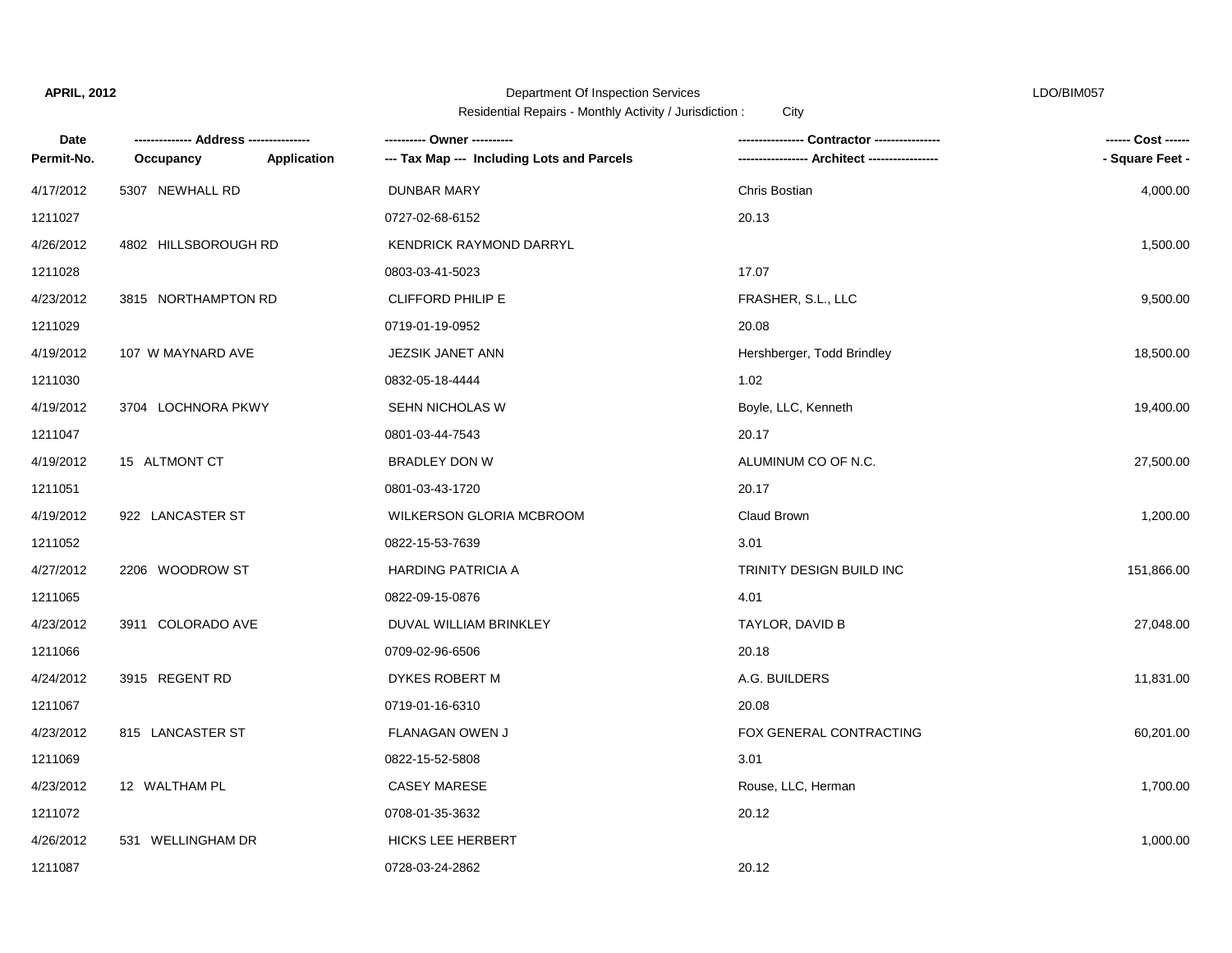**APRIL, 2012**

Department Of Inspection Services

Residential Repairs - Monthly Activity / Jurisdiction : City

LDO/BIM057

| Date / Permit-No. | Address / Occupancy / Application | Owner / Tax Map --- Including Lots and Parcels | Contractor / Architect | Cost / Square Feet |
|---|---|---|---|---|
| 4/17/2012 | 5307 NEWHALL RD | DUNBAR MARY | Chris Bostian | 4,000.00 |
| 1211027 | | 0727-02-68-6152 | 20.13 | |
| 4/26/2012 | 4802 HILLSBOROUGH RD | KENDRICK RAYMOND DARRYL | | 1,500.00 |
| 1211028 | | 0803-03-41-5023 | 17.07 | |
| 4/23/2012 | 3815 NORTHAMPTON RD | CLIFFORD PHILIP E | FRASHER, S.L., LLC | 9,500.00 |
| 1211029 | | 0719-01-19-0952 | 20.08 | |
| 4/19/2012 | 107 W MAYNARD AVE | JEZSIK JANET ANN | Hershberger, Todd Brindley | 18,500.00 |
| 1211030 | | 0832-05-18-4444 | 1.02 | |
| 4/19/2012 | 3704 LOCHNORA PKWY | SEHN NICHOLAS W | Boyle, LLC, Kenneth | 19,400.00 |
| 1211047 | | 0801-03-44-7543 | 20.17 | |
| 4/19/2012 | 15 ALTMONT CT | BRADLEY DON W | ALUMINUM CO OF N.C. | 27,500.00 |
| 1211051 | | 0801-03-43-1720 | 20.17 | |
| 4/19/2012 | 922 LANCASTER ST | WILKERSON GLORIA MCBROOM | Claud Brown | 1,200.00 |
| 1211052 | | 0822-15-53-7639 | 3.01 | |
| 4/27/2012 | 2206 WOODROW ST | HARDING PATRICIA A | TRINITY DESIGN BUILD INC | 151,866.00 |
| 1211065 | | 0822-09-15-0876 | 4.01 | |
| 4/23/2012 | 3911 COLORADO AVE | DUVAL WILLIAM BRINKLEY | TAYLOR, DAVID B | 27,048.00 |
| 1211066 | | 0709-02-96-6506 | 20.18 | |
| 4/24/2012 | 3915 REGENT RD | DYKES ROBERT M | A.G. BUILDERS | 11,831.00 |
| 1211067 | | 0719-01-16-6310 | 20.08 | |
| 4/23/2012 | 815 LANCASTER ST | FLANAGAN OWEN J | FOX GENERAL CONTRACTING | 60,201.00 |
| 1211069 | | 0822-15-52-5808 | 3.01 | |
| 4/23/2012 | 12 WALTHAM PL | CASEY MARESE | Rouse, LLC, Herman | 1,700.00 |
| 1211072 | | 0708-01-35-3632 | 20.12 | |
| 4/26/2012 | 531 WELLINGHAM DR | HICKS LEE HERBERT | | 1,000.00 |
| 1211087 | | 0728-03-24-2862 | 20.12 | |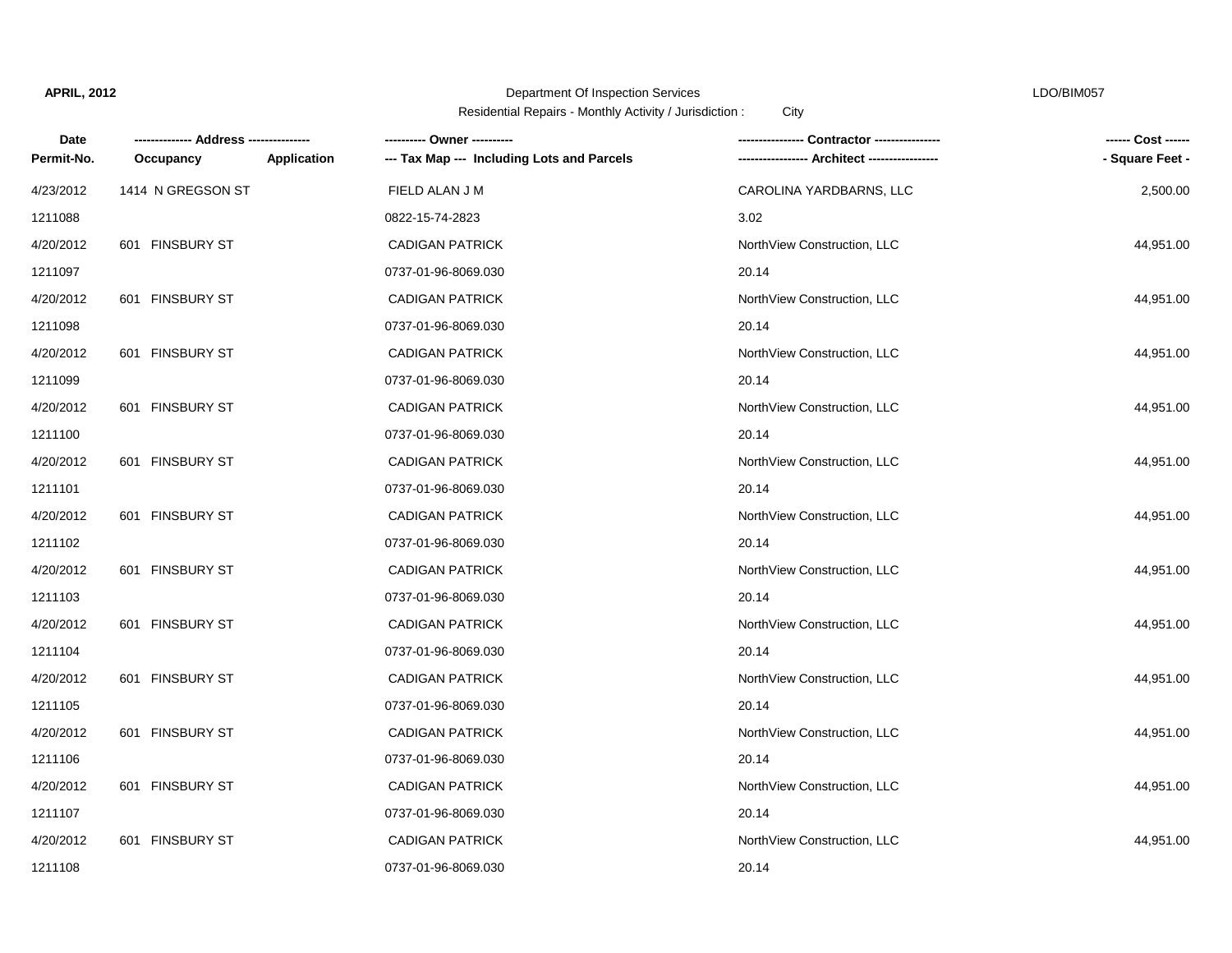**APRIL, 2012** Department Of Inspection Services LDO/BIM057

Residential Repairs - Monthly Activity / Jurisdiction : City

| Date<br>Permit-No. | ------------- Address --------------<br>Occupancy | Application | ---------- Owner ----------<br>--- Tax Map --- Including Lots and Parcels | ---------------- Contractor ----------------<br>----------------- Architect ----------------- | ------ Cost ------<br>- Square Feet - |
|---|---|---|---|---|---|
| 4/23/2012 | 1414 N GREGSON ST | | FIELD ALAN J M | CAROLINA YARDBARNS, LLC | 2,500.00 |
| 1211088 | | | 0822-15-74-2823 | 3.02 | |
| 4/20/2012 | 601 FINSBURY ST | | CADIGAN PATRICK | NorthView Construction, LLC | 44,951.00 |
| 1211097 | | | 0737-01-96-8069.030 | 20.14 | |
| 4/20/2012 | 601 FINSBURY ST | | CADIGAN PATRICK | NorthView Construction, LLC | 44,951.00 |
| 1211098 | | | 0737-01-96-8069.030 | 20.14 | |
| 4/20/2012 | 601 FINSBURY ST | | CADIGAN PATRICK | NorthView Construction, LLC | 44,951.00 |
| 1211099 | | | 0737-01-96-8069.030 | 20.14 | |
| 4/20/2012 | 601 FINSBURY ST | | CADIGAN PATRICK | NorthView Construction, LLC | 44,951.00 |
| 1211100 | | | 0737-01-96-8069.030 | 20.14 | |
| 4/20/2012 | 601 FINSBURY ST | | CADIGAN PATRICK | NorthView Construction, LLC | 44,951.00 |
| 1211101 | | | 0737-01-96-8069.030 | 20.14 | |
| 4/20/2012 | 601 FINSBURY ST | | CADIGAN PATRICK | NorthView Construction, LLC | 44,951.00 |
| 1211102 | | | 0737-01-96-8069.030 | 20.14 | |
| 4/20/2012 | 601 FINSBURY ST | | CADIGAN PATRICK | NorthView Construction, LLC | 44,951.00 |
| 1211103 | | | 0737-01-96-8069.030 | 20.14 | |
| 4/20/2012 | 601 FINSBURY ST | | CADIGAN PATRICK | NorthView Construction, LLC | 44,951.00 |
| 1211104 | | | 0737-01-96-8069.030 | 20.14 | |
| 4/20/2012 | 601 FINSBURY ST | | CADIGAN PATRICK | NorthView Construction, LLC | 44,951.00 |
| 1211105 | | | 0737-01-96-8069.030 | 20.14 | |
| 4/20/2012 | 601 FINSBURY ST | | CADIGAN PATRICK | NorthView Construction, LLC | 44,951.00 |
| 1211106 | | | 0737-01-96-8069.030 | 20.14 | |
| 4/20/2012 | 601 FINSBURY ST | | CADIGAN PATRICK | NorthView Construction, LLC | 44,951.00 |
| 1211107 | | | 0737-01-96-8069.030 | 20.14 | |
| 4/20/2012 | 601 FINSBURY ST | | CADIGAN PATRICK | NorthView Construction, LLC | 44,951.00 |
| 1211108 | | | 0737-01-96-8069.030 | 20.14 | |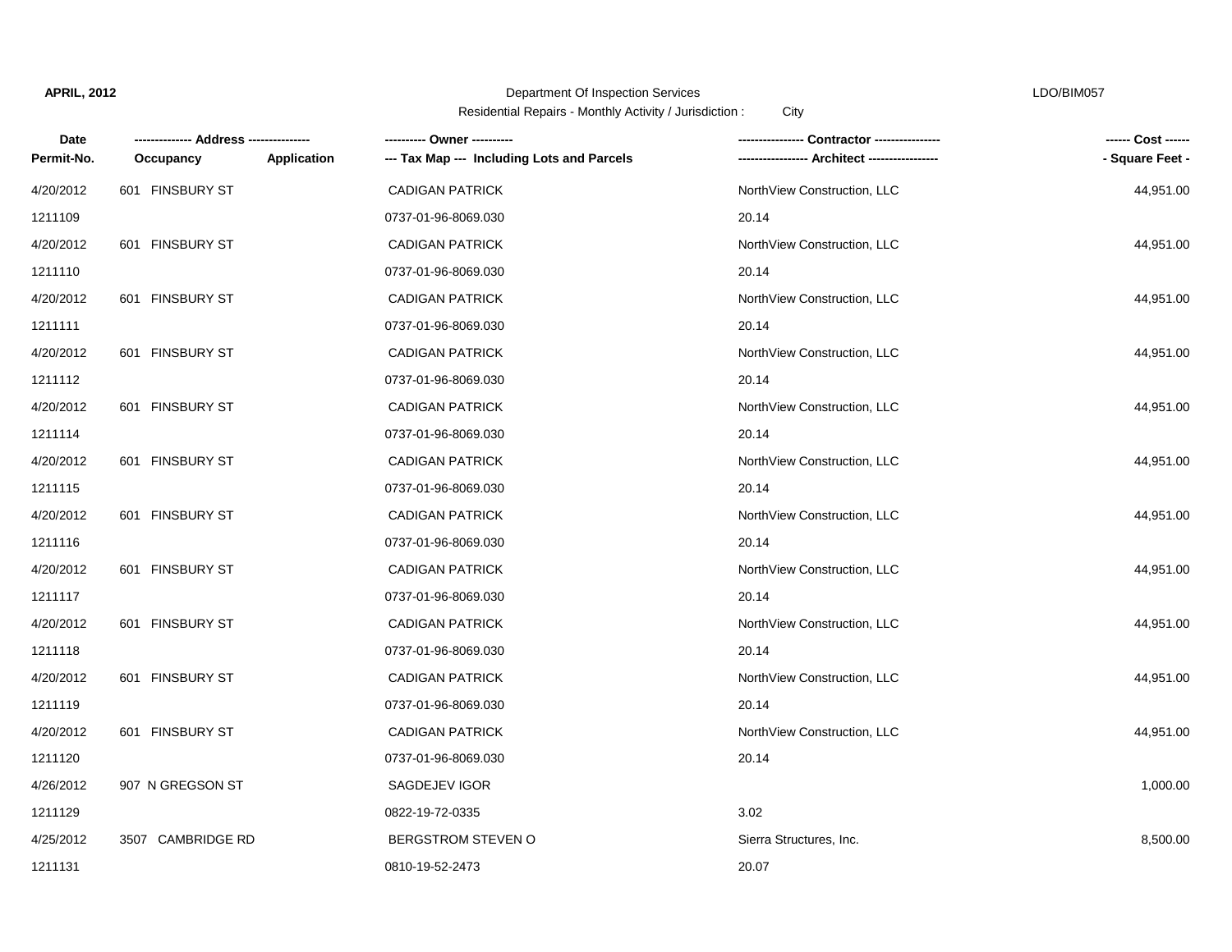**APRIL, 2012** Department Of Inspection Services LDO/BIM057

Residential Repairs - Monthly Activity / Jurisdiction : City

| Date / Permit-No. | Address / Occupancy | Application | Owner / Tax Map --- Including Lots and Parcels | Contractor / Architect | Cost / Square Feet |
|---|---|---|---|---|---|
| 4/20/2012 | 601 FINSBURY ST | | CADIGAN PATRICK | NorthView Construction, LLC | 44,951.00 |
| 1211109 | | | 0737-01-96-8069.030 | 20.14 | |
| 4/20/2012 | 601 FINSBURY ST | | CADIGAN PATRICK | NorthView Construction, LLC | 44,951.00 |
| 1211110 | | | 0737-01-96-8069.030 | 20.14 | |
| 4/20/2012 | 601 FINSBURY ST | | CADIGAN PATRICK | NorthView Construction, LLC | 44,951.00 |
| 1211111 | | | 0737-01-96-8069.030 | 20.14 | |
| 4/20/2012 | 601 FINSBURY ST | | CADIGAN PATRICK | NorthView Construction, LLC | 44,951.00 |
| 1211112 | | | 0737-01-96-8069.030 | 20.14 | |
| 4/20/2012 | 601 FINSBURY ST | | CADIGAN PATRICK | NorthView Construction, LLC | 44,951.00 |
| 1211114 | | | 0737-01-96-8069.030 | 20.14 | |
| 4/20/2012 | 601 FINSBURY ST | | CADIGAN PATRICK | NorthView Construction, LLC | 44,951.00 |
| 1211115 | | | 0737-01-96-8069.030 | 20.14 | |
| 4/20/2012 | 601 FINSBURY ST | | CADIGAN PATRICK | NorthView Construction, LLC | 44,951.00 |
| 1211116 | | | 0737-01-96-8069.030 | 20.14 | |
| 4/20/2012 | 601 FINSBURY ST | | CADIGAN PATRICK | NorthView Construction, LLC | 44,951.00 |
| 1211117 | | | 0737-01-96-8069.030 | 20.14 | |
| 4/20/2012 | 601 FINSBURY ST | | CADIGAN PATRICK | NorthView Construction, LLC | 44,951.00 |
| 1211118 | | | 0737-01-96-8069.030 | 20.14 | |
| 4/20/2012 | 601 FINSBURY ST | | CADIGAN PATRICK | NorthView Construction, LLC | 44,951.00 |
| 1211119 | | | 0737-01-96-8069.030 | 20.14 | |
| 4/20/2012 | 601 FINSBURY ST | | CADIGAN PATRICK | NorthView Construction, LLC | 44,951.00 |
| 1211120 | | | 0737-01-96-8069.030 | 20.14 | |
| 4/26/2012 | 907 N GREGSON ST | | SAGDEJEV IGOR | | 1,000.00 |
| 1211129 | | | 0822-19-72-0335 | 3.02 | |
| 4/25/2012 | 3507 CAMBRIDGE RD | | BERGSTROM STEVEN O | Sierra Structures, Inc. | 8,500.00 |
| 1211131 | | | 0810-19-52-2473 | 20.07 | |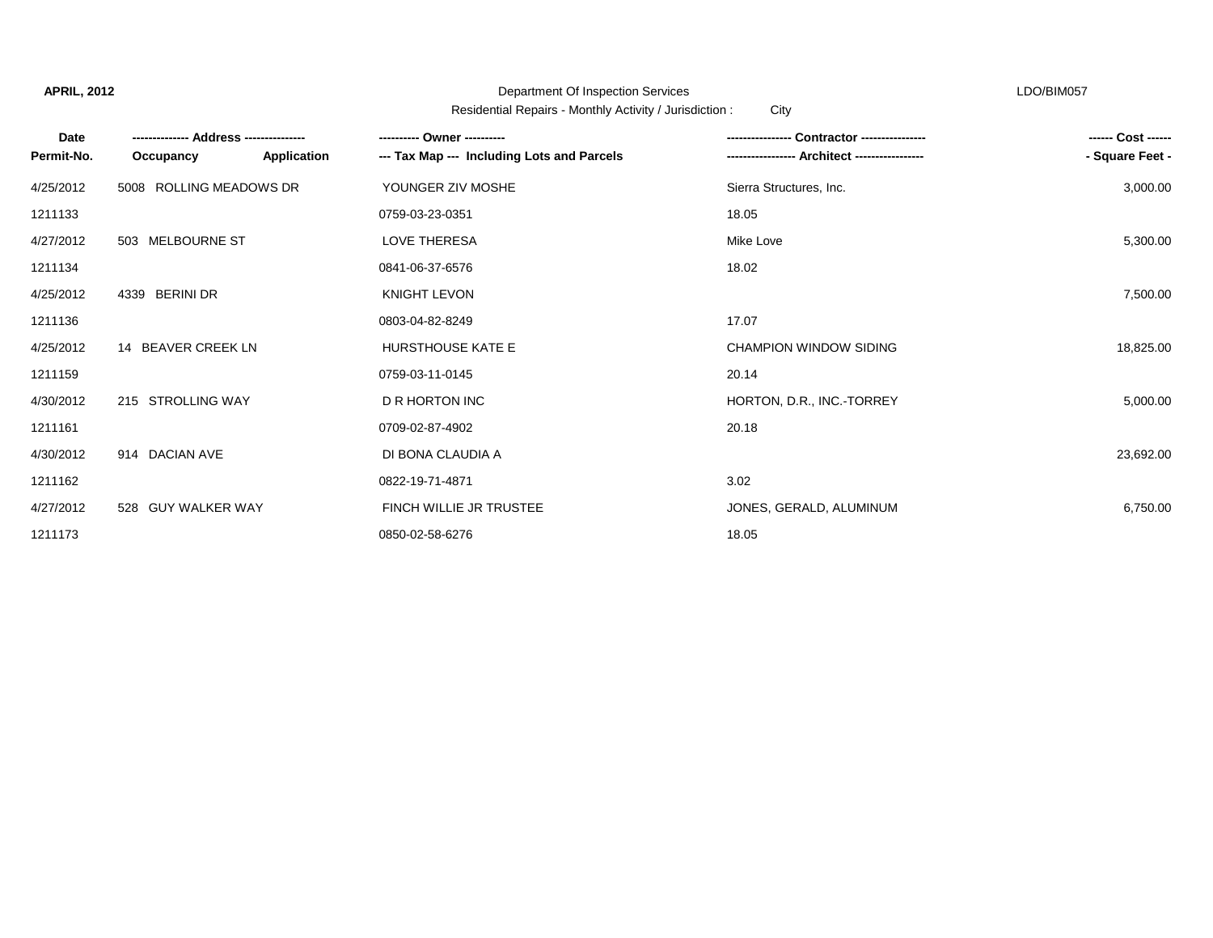**APRIL, 2012** Department Of Inspection Services LDO/BIM057

Residential Repairs - Monthly Activity / Jurisdiction : City

| Date<br>Permit-No. | ------------- Address --------------<br>Occupancy Application | ---------- Owner ----------<br>--- Tax Map --- Including Lots and Parcels | --------------- Contractor ---------------<br>---------------- Architect ---------------- | ------ Cost ------<br>- Square Feet - |
|---|---|---|---|---|
| 4/25/2012 | 5008 ROLLING MEADOWS DR | YOUNGER ZIV MOSHE | Sierra Structures, Inc. | 3,000.00 |
| 1211133 | | 0759-03-23-0351 | 18.05 | |
| 4/27/2012 | 503 MELBOURNE ST | LOVE THERESA | Mike Love | 5,300.00 |
| 1211134 | | 0841-06-37-6576 | 18.02 | |
| 4/25/2012 | 4339 BERINI DR | KNIGHT LEVON | | 7,500.00 |
| 1211136 | | 0803-04-82-8249 | 17.07 | |
| 4/25/2012 | 14 BEAVER CREEK LN | HURSTHOUSE KATE E | CHAMPION WINDOW SIDING | 18,825.00 |
| 1211159 | | 0759-03-11-0145 | 20.14 | |
| 4/30/2012 | 215 STROLLING WAY | D R HORTON INC | HORTON, D.R., INC.-TORREY | 5,000.00 |
| 1211161 | | 0709-02-87-4902 | 20.18 | |
| 4/30/2012 | 914 DACIAN AVE | DI BONA CLAUDIA A | | 23,692.00 |
| 1211162 | | 0822-19-71-4871 | 3.02 | |
| 4/27/2012 | 528 GUY WALKER WAY | FINCH WILLIE JR TRUSTEE | JONES, GERALD, ALUMINUM | 6,750.00 |
| 1211173 | | 0850-02-58-6276 | 18.05 | |